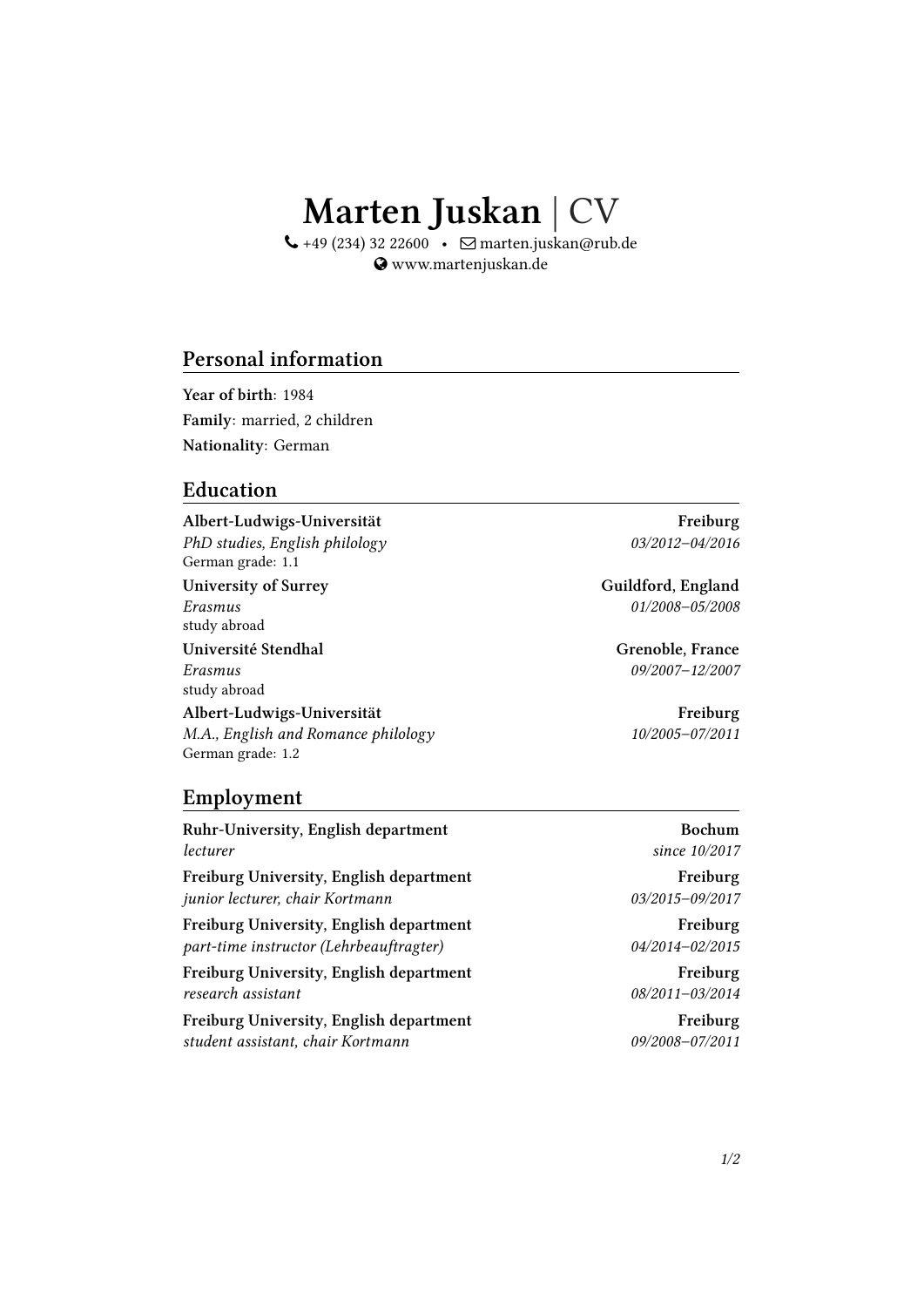# Marten Juskan | CV

+49 (234) 32 22600 • marten.juskan@rub.de
www.martenjuskan.de

## Personal information

**Year of birth**: 1984
**Family**: married, 2 children
**Nationality**: German

## Education

**Albert-Ludwigs-Universität** — **Freiburg**
*PhD studies, English philology* — *03/2012–04/2016*
German grade: 1.1

**University of Surrey** — **Guildford, England**
*Erasmus* — *01/2008–05/2008*
study abroad

**Université Stendhal** — **Grenoble, France**
*Erasmus* — *09/2007–12/2007*
study abroad

**Albert-Ludwigs-Universität** — **Freiburg**
*M.A., English and Romance philology* — *10/2005–07/2011*
German grade: 1.2

## Employment

**Ruhr-University, English department** — **Bochum**
*lecturer* — *since 10/2017*

**Freiburg University, English department** — **Freiburg**
*junior lecturer, chair Kortmann* — *03/2015–09/2017*

**Freiburg University, English department** — **Freiburg**
*part-time instructor (Lehrbeauftragter)* — *04/2014–02/2015*

**Freiburg University, English department** — **Freiburg**
*research assistant* — *08/2011–03/2014*

**Freiburg University, English department** — **Freiburg**
*student assistant, chair Kortmann* — *09/2008–07/2011*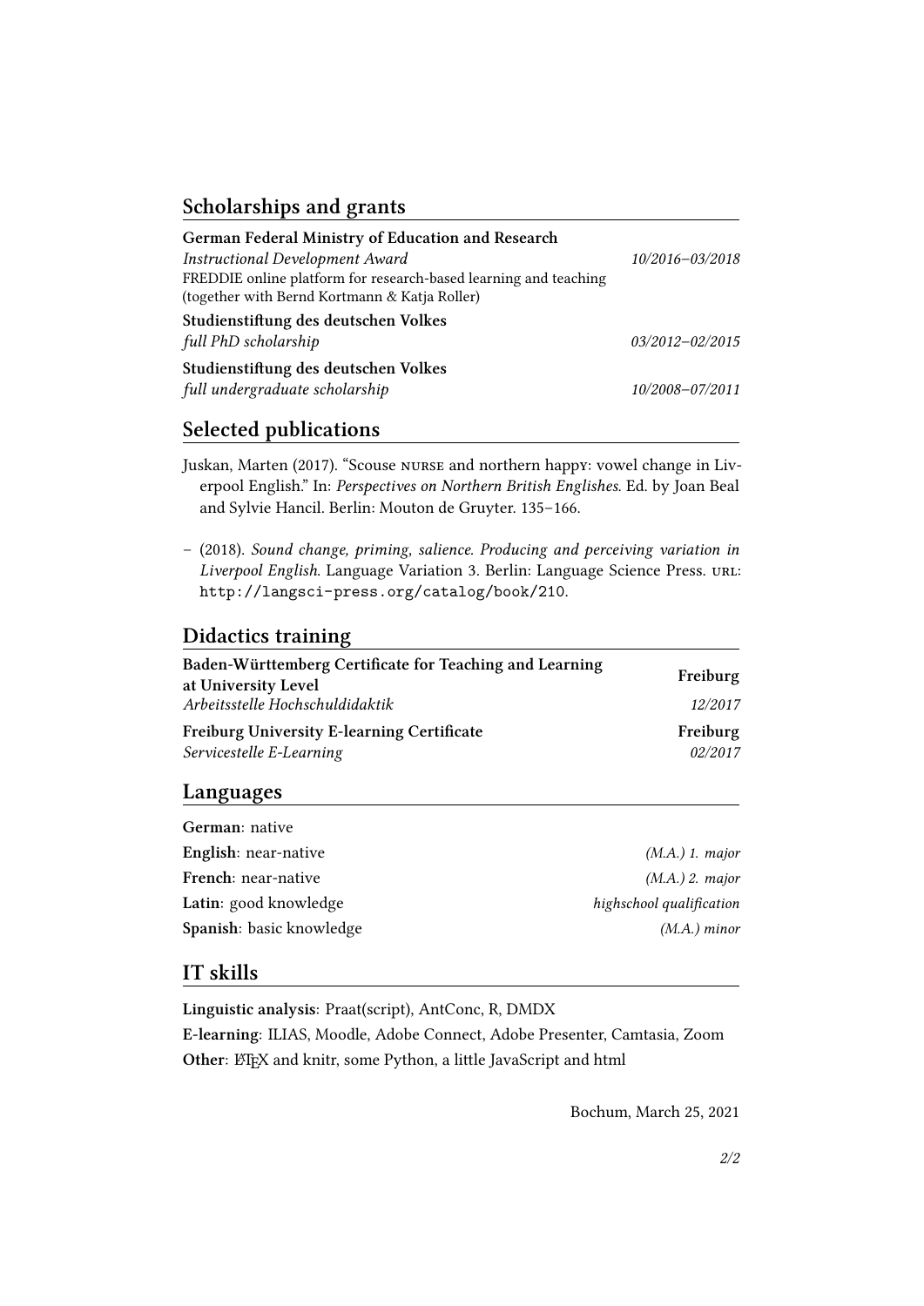## Scholarships and grants

**German Federal Ministry of Education and Research**
*Instructional Development Award* — *10/2016–03/2018*
FREDDIE online platform for research-based learning and teaching
(together with Bernd Kortmann & Katja Roller)

**Studienstiftung des deutschen Volkes**
*full PhD scholarship* — *03/2012–02/2015*

**Studienstiftung des deutschen Volkes**
*full undergraduate scholarship* — *10/2008–07/2011*

## Selected publications

Juskan, Marten (2017). "Scouse NURSE and northern HAPPY: vowel change in Liverpool English." In: *Perspectives on Northern British Englishes*. Ed. by Joan Beal and Sylvie Hancil. Berlin: Mouton de Gruyter. 135–166.

– (2018). *Sound change, priming, salience. Producing and perceiving variation in Liverpool English*. Language Variation 3. Berlin: Language Science Press. URL: `http://langsci-press.org/catalog/book/210`.

## Didactics training

**Baden-Württemberg Certificate for Teaching and Learning at University Level** — **Freiburg**
*Arbeitsstelle Hochschuldidaktik* — *12/2017*

**Freiburg University E-learning Certificate** — **Freiburg**
*Servicestelle E-Learning* — *02/2017*

## Languages

**German**: native
**English**: near-native — *(M.A.) 1. major*
**French**: near-native — *(M.A.) 2. major*
**Latin**: good knowledge — *highschool qualification*
**Spanish**: basic knowledge — *(M.A.) minor*

## IT skills

**Linguistic analysis**: Praat(script), AntConc, R, DMDX
**E-learning**: ILIAS, Moodle, Adobe Connect, Adobe Presenter, Camtasia, Zoom
**Other**: LaTeX and knitr, some Python, a little JavaScript and html

Bochum, March 25, 2021